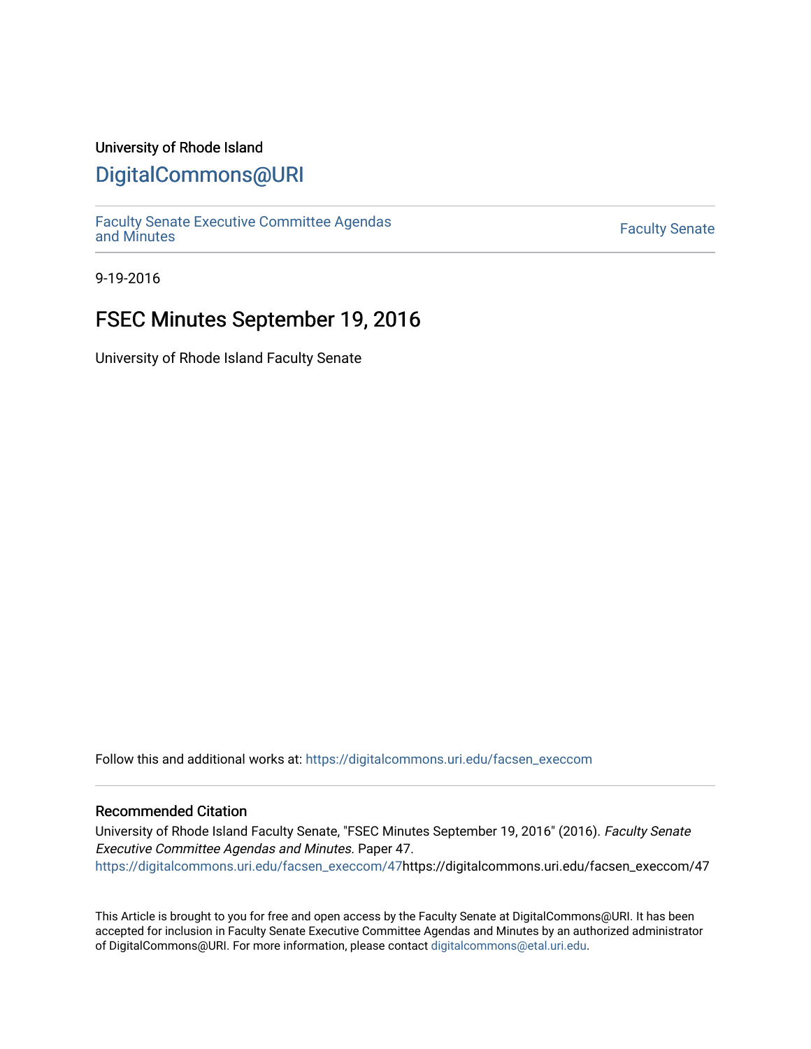University of Rhode Island

# DigitalCommons@URI

Faculty Senate Executive Committee Agendas and Minutes

Faculty Senate

9-19-2016

## FSEC Minutes September 19, 2016

University of Rhode Island Faculty Senate

Follow this and additional works at: https://digitalcommons.uri.edu/facsen_execcom

### Recommended Citation

University of Rhode Island Faculty Senate, "FSEC Minutes September 19, 2016" (2016). *Faculty Senate Executive Committee Agendas and Minutes.* Paper 47.
https://digitalcommons.uri.edu/facsen_execcom/47https://digitalcommons.uri.edu/facsen_execcom/47

This Article is brought to you for free and open access by the Faculty Senate at DigitalCommons@URI. It has been accepted for inclusion in Faculty Senate Executive Committee Agendas and Minutes by an authorized administrator of DigitalCommons@URI. For more information, please contact digitalcommons@etal.uri.edu.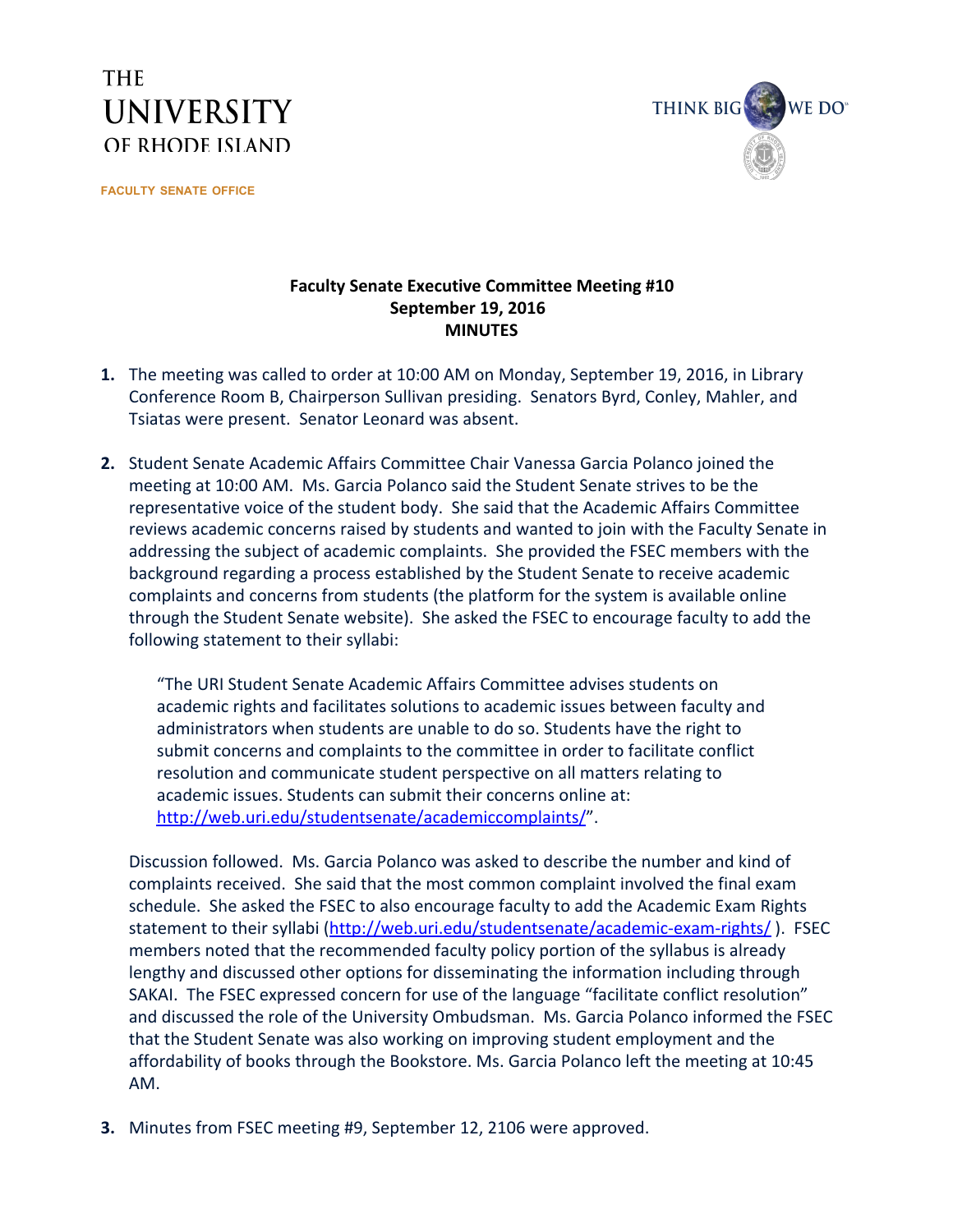THE UNIVERSITY OF RHODE ISLAND

THINK BIG WE DO

FACULTY SENATE OFFICE

**Faculty Senate Executive Committee Meeting #10**
**September 19, 2016**
**MINUTES**

1. The meeting was called to order at 10:00 AM on Monday, September 19, 2016, in Library Conference Room B, Chairperson Sullivan presiding. Senators Byrd, Conley, Mahler, and Tsiatas were present. Senator Leonard was absent.

2. Student Senate Academic Affairs Committee Chair Vanessa Garcia Polanco joined the meeting at 10:00 AM. Ms. Garcia Polanco said the Student Senate strives to be the representative voice of the student body. She said that the Academic Affairs Committee reviews academic concerns raised by students and wanted to join with the Faculty Senate in addressing the subject of academic complaints. She provided the FSEC members with the background regarding a process established by the Student Senate to receive academic complaints and concerns from students (the platform for the system is available online through the Student Senate website). She asked the FSEC to encourage faculty to add the following statement to their syllabi:

   "The URI Student Senate Academic Affairs Committee advises students on academic rights and facilitates solutions to academic issues between faculty and administrators when students are unable to do so. Students have the right to submit concerns and complaints to the committee in order to facilitate conflict resolution and communicate student perspective on all matters relating to academic issues. Students can submit their concerns online at: http://web.uri.edu/studentsenate/academiccomplaints/".

   Discussion followed. Ms. Garcia Polanco was asked to describe the number and kind of complaints received. She said that the most common complaint involved the final exam schedule. She asked the FSEC to also encourage faculty to add the Academic Exam Rights statement to their syllabi (http://web.uri.edu/studentsenate/academic-exam-rights/ ). FSEC members noted that the recommended faculty policy portion of the syllabus is already lengthy and discussed other options for disseminating the information including through SAKAI. The FSEC expressed concern for use of the language "facilitate conflict resolution" and discussed the role of the University Ombudsman. Ms. Garcia Polanco informed the FSEC that the Student Senate was also working on improving student employment and the affordability of books through the Bookstore. Ms. Garcia Polanco left the meeting at 10:45 AM.

3. Minutes from FSEC meeting #9, September 12, 2106 were approved.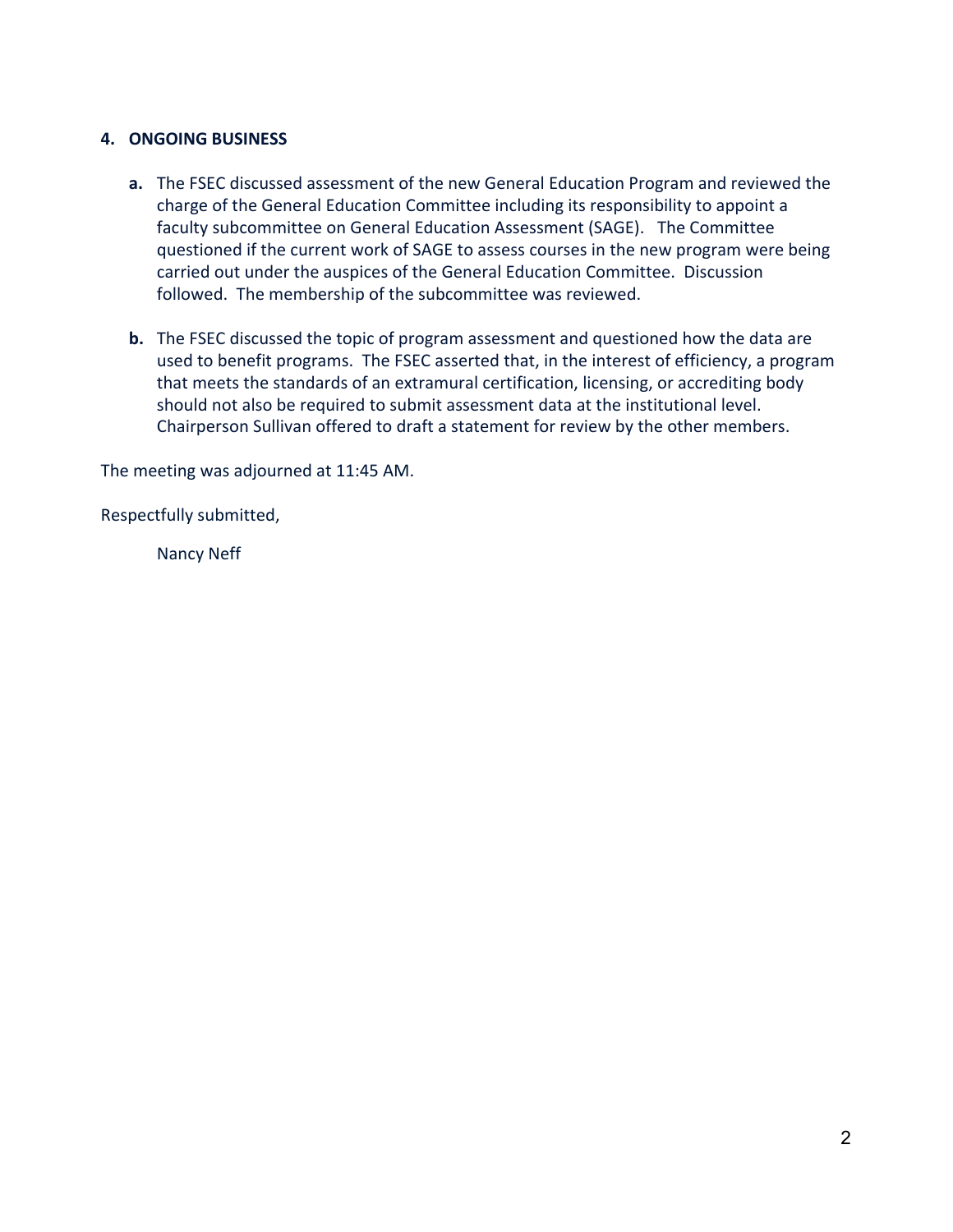**4. ONGOING BUSINESS**

**a.** The FSEC discussed assessment of the new General Education Program and reviewed the charge of the General Education Committee including its responsibility to appoint a faculty subcommittee on General Education Assessment (SAGE). The Committee questioned if the current work of SAGE to assess courses in the new program were being carried out under the auspices of the General Education Committee. Discussion followed. The membership of the subcommittee was reviewed.

**b.** The FSEC discussed the topic of program assessment and questioned how the data are used to benefit programs. The FSEC asserted that, in the interest of efficiency, a program that meets the standards of an extramural certification, licensing, or accrediting body should not also be required to submit assessment data at the institutional level. Chairperson Sullivan offered to draft a statement for review by the other members.

The meeting was adjourned at 11:45 AM.

Respectfully submitted,

Nancy Neff